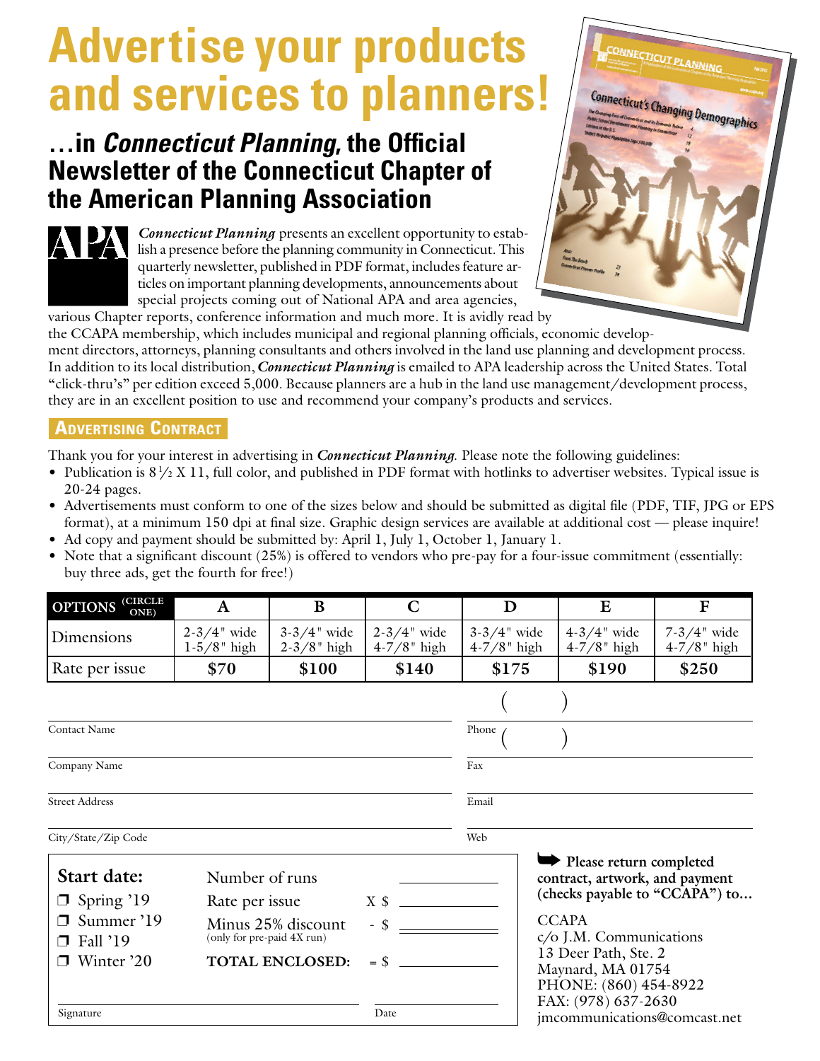# Advertise your products and services to planners!

## …in *Connecticut Planning*, the Official Newsletter of the Connecticut Chapter of the American Planning Association

*Connecticut Planning* presents an excellent opportunity to establish a presence before the planning community in Connecticut. This quarterly newsletter, published in PDF format, includes feature articles on important planning developments, announcements about special projects coming out of National APA and area agencies, various Chapter reports, conference information and much more. It is avidly read by the CCAPA membership, which includes municipal and regional planning officials, economic development directors, attorneys, planning consultants and others involved in the land use planning and development process. In addition to its local distribution, *Connecticut Planning* is emailed to APA leadership across the United States. Total "click-thru's" per edition exceed 5,000. Because planners are a hub in the land use management/development process, they are in an excellent position to use and recommend your company's products and services.

### Advertising Contract

Thank you for your interest in advertising in *Connecticut Planning*. Please note the following guidelines:

- Publication is 8½ X 11, full color, and published in PDF format with hotlinks to advertiser websites. Typical issue is 20-24 pages.
- Advertisements must conform to one of the sizes below and should be submitted as digital file (PDF, TIF, JPG or EPS format), at a minimum 150 dpi at final size. Graphic design services are available at additional cost — please inquire!
- Ad copy and payment should be submitted by: April 1, July 1, October 1, January 1.
- Note that a significant discount (25%) is offered to vendors who pre-pay for a four-issue commitment (essentially: buy three ads, get the fourth for free!)

| OPTIONS (CIRCLE ONE) | A | B | C | D | E | F |
|---|---|---|---|---|---|---|
| Dimensions | 2-3/4" wide 1-5/8" high | 3-3/4" wide 2-3/8" high | 2-3/4" wide 4-7/8" high | 3-3/4" wide 4-7/8" high | 4-3/4" wide 4-7/8" high | 7-3/4" wide 4-7/8" high |
| Rate per issue | **$70** | **$100** | **$140** | **$175** | **$190** | **$250** |

Contact Name ____________________ Phone ( )

Company Name ____________________ Fax ( )

Street Address ____________________ Email

City/State/Zip Code ____________________ Web

**Start date:**

- ❒ Spring '19
- ❒ Summer '19
- ❒ Fall '19
- ❒ Winter '20

Number of runs ____________

Rate per issue X $ ____________

Minus 25% discount (only for pre-paid 4X run) - $ ____________

**TOTAL ENCLOSED:** = $ ____________

Signature ____________________ Date ____________

➡ **Please return completed contract, artwork, and payment (checks payable to "CCAPA") to…**

CCAPA
c/o J.M. Communications
13 Deer Path, Ste. 2
Maynard, MA 01754
PHONE: (860) 454-8922
FAX: (978) 637-2630
jmcommunications@comcast.net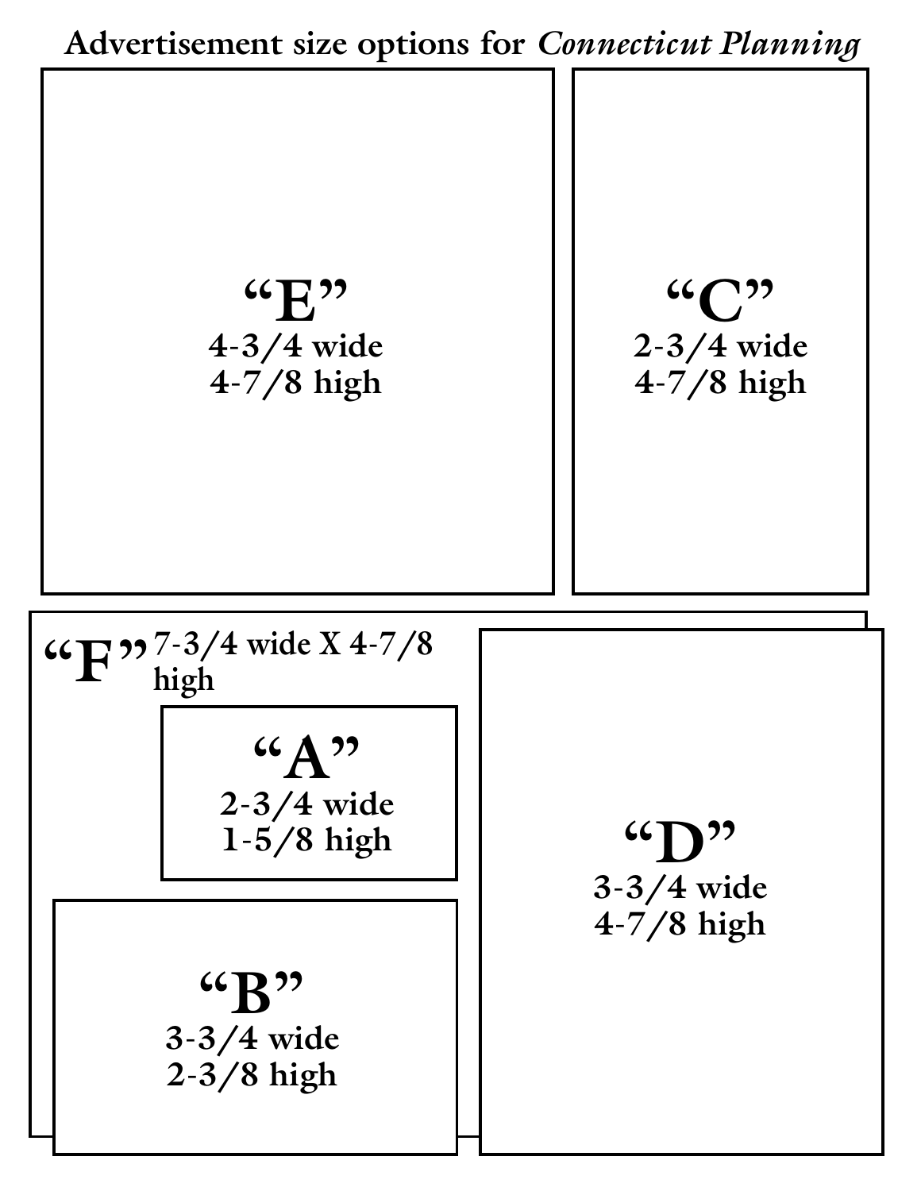**Advertisement size options for *Connecticut Planning***

**"E"**
**4-3/4 wide**
**4-7/8 high**

**"C"**
**2-3/4 wide**
**4-7/8 high**

**"F"** **7-3/4 wide X 4-7/8 high**

**"A"**
**2-3/4 wide**
**1-5/8 high**

**"B"**
**3-3/4 wide**
**2-3/8 high**

**"D"**
**3-3/4 wide**
**4-7/8 high**